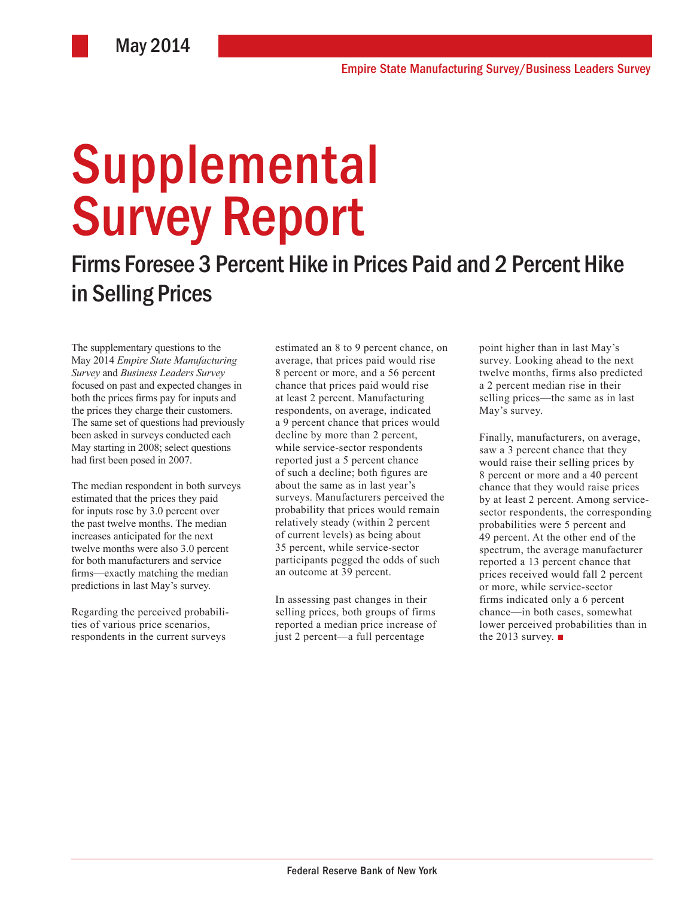May 2014

Empire State Manufacturing Survey/Business Leaders Survey

# Supplemental Survey Report

## Firms Foresee 3 Percent Hike in Prices Paid and 2 Percent Hike in Selling Prices

The supplementary questions to the May 2014 *Empire State Manufacturing Survey* and *Business Leaders Survey* focused on past and expected changes in both the prices firms pay for inputs and the prices they charge their customers. The same set of questions had previously been asked in surveys conducted each May starting in 2008; select questions had first been posed in 2007.

The median respondent in both surveys estimated that the prices they paid for inputs rose by 3.0 percent over the past twelve months. The median increases anticipated for the next twelve months were also 3.0 percent for both manufacturers and service firms—exactly matching the median predictions in last May's survey.

Regarding the perceived probabilities of various price scenarios, respondents in the current surveys estimated an 8 to 9 percent chance, on average, that prices paid would rise 8 percent or more, and a 56 percent chance that prices paid would rise at least 2 percent. Manufacturing respondents, on average, indicated a 9 percent chance that prices would decline by more than 2 percent, while service-sector respondents reported just a 5 percent chance of such a decline; both figures are about the same as in last year's surveys. Manufacturers perceived the probability that prices would remain relatively steady (within 2 percent of current levels) as being about 35 percent, while service-sector participants pegged the odds of such an outcome at 39 percent.

In assessing past changes in their selling prices, both groups of firms reported a median price increase of just 2 percent—a full percentage point higher than in last May's survey. Looking ahead to the next twelve months, firms also predicted a 2 percent median rise in their selling prices—the same as in last May's survey.

Finally, manufacturers, on average, saw a 3 percent chance that they would raise their selling prices by 8 percent or more and a 40 percent chance that they would raise prices by at least 2 percent. Among service-sector respondents, the corresponding probabilities were 5 percent and 49 percent. At the other end of the spectrum, the average manufacturer reported a 13 percent chance that prices received would fall 2 percent or more, while service-sector firms indicated only a 6 percent chance—in both cases, somewhat lower perceived probabilities than in the 2013 survey. ■

Federal Reserve Bank of New York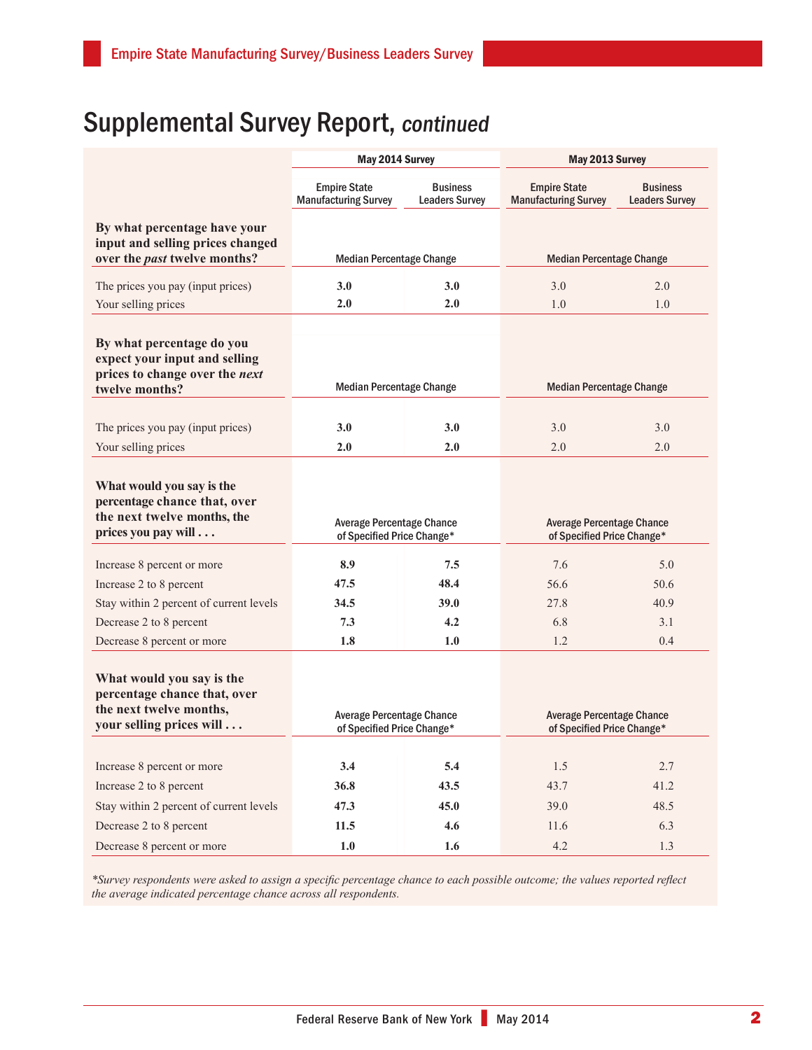# Supplemental Survey Report, *continued*

| | May 2014 Survey | | May 2013 Survey | |
|---|---|---|---|---|
| | Empire State Manufacturing Survey | Business Leaders Survey | Empire State Manufacturing Survey | Business Leaders Survey |
| **By what percentage have your input and selling prices changed over the *past* twelve months?** | Median Percentage Change | | Median Percentage Change | |
| The prices you pay (input prices) | **3.0** | **3.0** | 3.0 | 2.0 |
| Your selling prices | **2.0** | **2.0** | 1.0 | 1.0 |
| **By what percentage do you expect your input and selling prices to change over the *next* twelve months?** | Median Percentage Change | | Median Percentage Change | |
| The prices you pay (input prices) | **3.0** | **3.0** | 3.0 | 3.0 |
| Your selling prices | **2.0** | **2.0** | 2.0 | 2.0 |
| **What would you say is the percentage chance that, over the next twelve months, the prices you pay will . . .** | Average Percentage Chance of Specified Price Change* | | Average Percentage Chance of Specified Price Change* | |
| Increase 8 percent or more | **8.9** | **7.5** | 7.6 | 5.0 |
| Increase 2 to 8 percent | **47.5** | **48.4** | 56.6 | 50.6 |
| Stay within 2 percent of current levels | **34.5** | **39.0** | 27.8 | 40.9 |
| Decrease 2 to 8 percent | **7.3** | **4.2** | 6.8 | 3.1 |
| Decrease 8 percent or more | **1.8** | **1.0** | 1.2 | 0.4 |
| **What would you say is the percentage chance that, over the next twelve months, your selling prices will . . .** | Average Percentage Chance of Specified Price Change* | | Average Percentage Chance of Specified Price Change* | |
| Increase 8 percent or more | **3.4** | **5.4** | 1.5 | 2.7 |
| Increase 2 to 8 percent | **36.8** | **43.5** | 43.7 | 41.2 |
| Stay within 2 percent of current levels | **47.3** | **45.0** | 39.0 | 48.5 |
| Decrease 2 to 8 percent | **11.5** | **4.6** | 11.6 | 6.3 |
| Decrease 8 percent or more | **1.0** | **1.6** | 4.2 | 1.3 |

*\*Survey respondents were asked to assign a specific percentage chance to each possible outcome; the values reported reflect the average indicated percentage chance across all respondents.*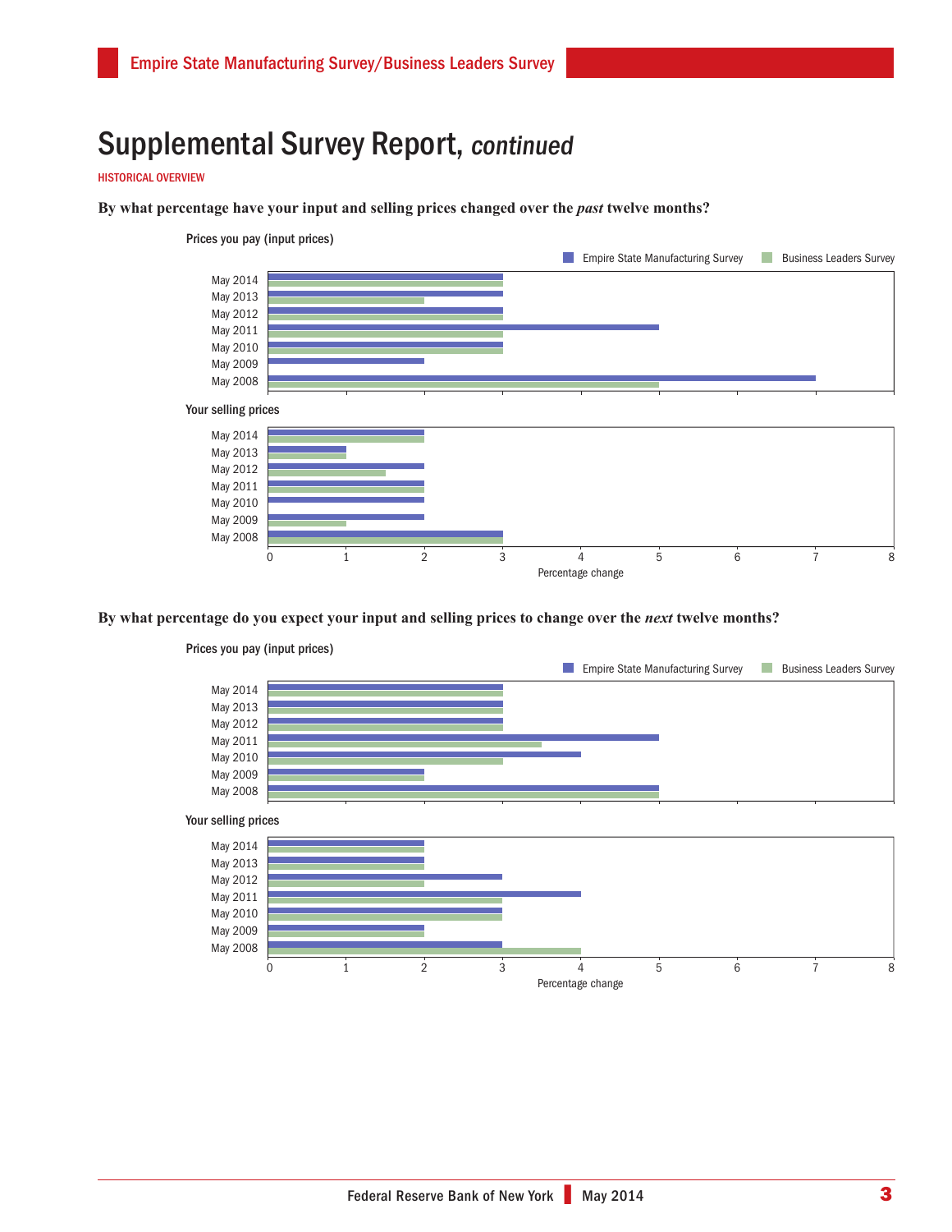# Supplemental Survey Report, *continued*

HISTORICAL OVERVIEW

**By what percentage have your input and selling prices changed over the *past* twelve months?**

Prices you pay (input prices)

Empire State Manufacturing Survey
Business Leaders Survey

May 2014
May 2013
May 2012
May 2011
May 2010
May 2009
May 2008

Your selling prices

May 2014
May 2013
May 2012
May 2011
May 2010
May 2009
May 2008

0 1 2 3 4 5 6 7 8

Percentage change

**By what percentage do you expect your input and selling prices to change over the *next* twelve months?**

Prices you pay (input prices)

Empire State Manufacturing Survey
Business Leaders Survey

May 2014
May 2013
May 2012
May 2011
May 2010
May 2009
May 2008

Your selling prices

May 2014
May 2013
May 2012
May 2011
May 2010
May 2009
May 2008

0 1 2 3 4 5 6 7 8

Percentage change